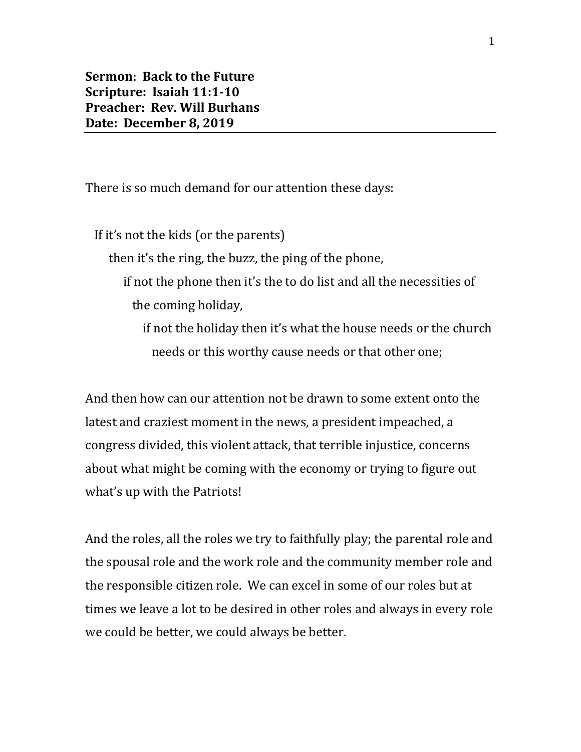**Sermon: Back to the Future**
**Scripture: Isaiah 11:1-10**
**Preacher: Rev. Will Burhans**
**Date: December 8, 2019**

---

There is so much demand for our attention these days:

If it's not the kids (or the parents)
then it's the ring, the buzz, the ping of the phone,
if not the phone then it's the to do list and all the necessities of the coming holiday,
if not the holiday then it's what the house needs or the church needs or this worthy cause needs or that other one;

And then how can our attention not be drawn to some extent onto the latest and craziest moment in the news, a president impeached, a congress divided, this violent attack, that terrible injustice, concerns about what might be coming with the economy or trying to figure out what's up with the Patriots!

And the roles, all the roles we try to faithfully play; the parental role and the spousal role and the work role and the community member role and the responsible citizen role. We can excel in some of our roles but at times we leave a lot to be desired in other roles and always in every role we could be better, we could always be better.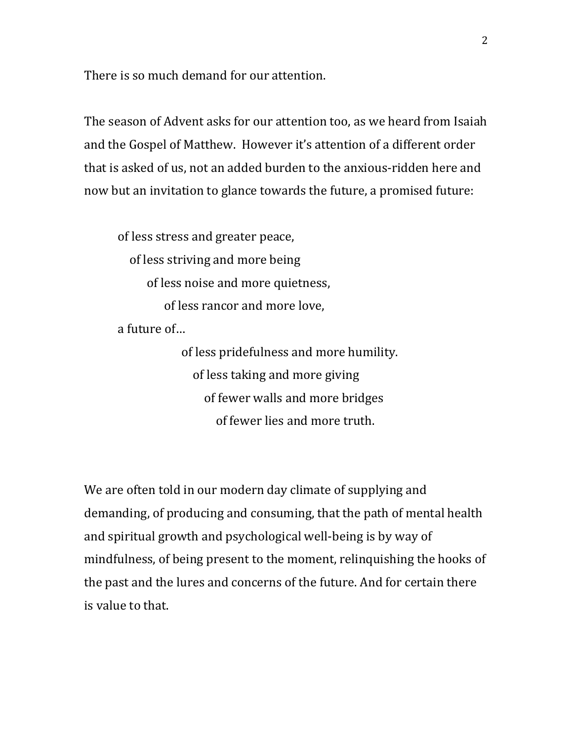There is so much demand for our attention.

The season of Advent asks for our attention too, as we heard from Isaiah and the Gospel of Matthew. However it's attention of a different order that is asked of us, not an added burden to the anxious-ridden here and now but an invitation to glance towards the future, a promised future:

> of less stress and greater peace,  
> of less striving and more being  
> of less noise and more quietness,  
> of less rancor and more love,  
> a future of…  
> of less pridefulness and more humility.  
> of less taking and more giving  
> of fewer walls and more bridges  
> of fewer lies and more truth.

We are often told in our modern day climate of supplying and demanding, of producing and consuming, that the path of mental health and spiritual growth and psychological well-being is by way of mindfulness, of being present to the moment, relinquishing the hooks of the past and the lures and concerns of the future. And for certain there is value to that.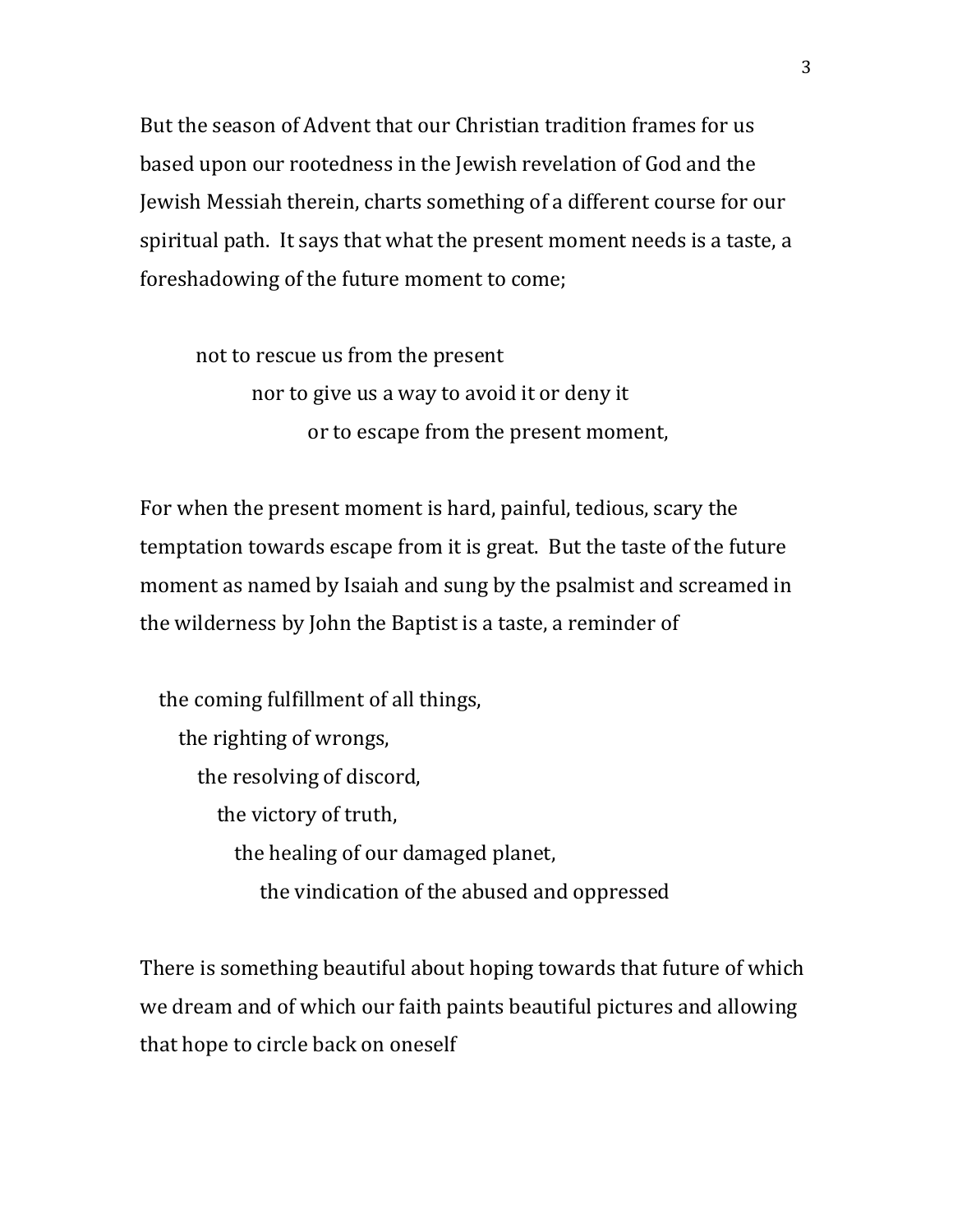But the season of Advent that our Christian tradition frames for us based upon our rootedness in the Jewish revelation of God and the Jewish Messiah therein, charts something of a different course for our spiritual path. It says that what the present moment needs is a taste, a foreshadowing of the future moment to come;

> not to rescue us from the present
> nor to give us a way to avoid it or deny it
> or to escape from the present moment,

For when the present moment is hard, painful, tedious, scary the temptation towards escape from it is great. But the taste of the future moment as named by Isaiah and sung by the psalmist and screamed in the wilderness by John the Baptist is a taste, a reminder of

> the coming fulfillment of all things,
> the righting of wrongs,
> the resolving of discord,
> the victory of truth,
> the healing of our damaged planet,
> the vindication of the abused and oppressed

There is something beautiful about hoping towards that future of which we dream and of which our faith paints beautiful pictures and allowing that hope to circle back on oneself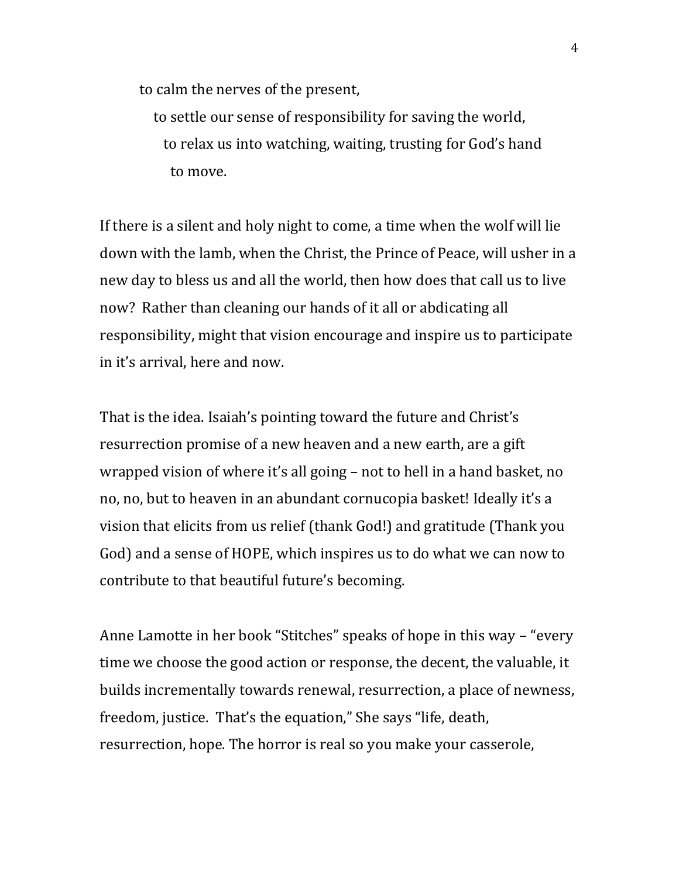to calm the nerves of the present,

to settle our sense of responsibility for saving the world,

to relax us into watching, waiting, trusting for God's hand

to move.

If there is a silent and holy night to come, a time when the wolf will lie down with the lamb, when the Christ, the Prince of Peace, will usher in a new day to bless us and all the world, then how does that call us to live now? Rather than cleaning our hands of it all or abdicating all responsibility, might that vision encourage and inspire us to participate in it's arrival, here and now.

That is the idea. Isaiah's pointing toward the future and Christ's resurrection promise of a new heaven and a new earth, are a gift wrapped vision of where it's all going – not to hell in a hand basket, no no, no, but to heaven in an abundant cornucopia basket! Ideally it's a vision that elicits from us relief (thank God!) and gratitude (Thank you God) and a sense of HOPE, which inspires us to do what we can now to contribute to that beautiful future's becoming.

Anne Lamotte in her book "Stitches" speaks of hope in this way – "every time we choose the good action or response, the decent, the valuable, it builds incrementally towards renewal, resurrection, a place of newness, freedom, justice. That's the equation," She says "life, death, resurrection, hope. The horror is real so you make your casserole,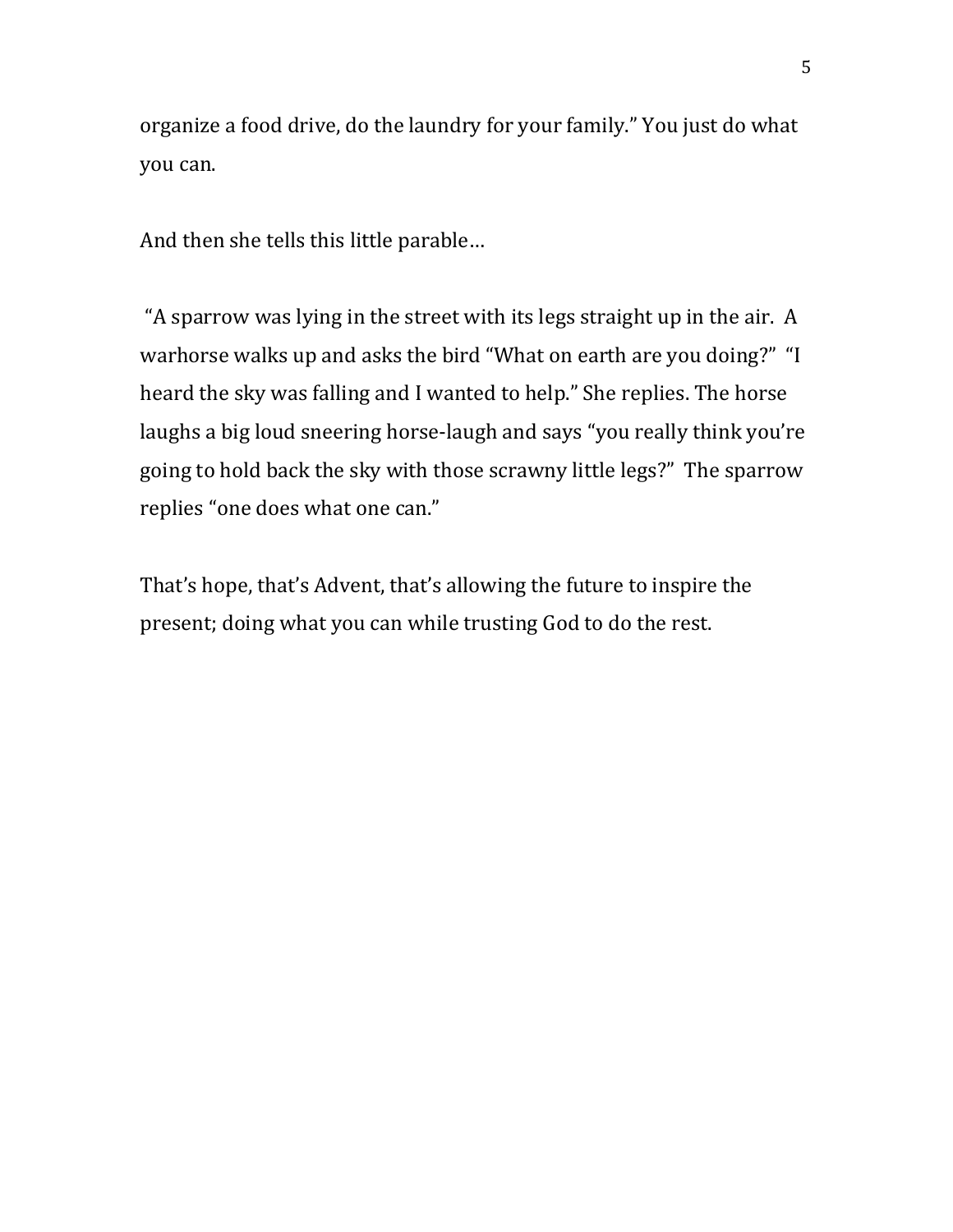organize a food drive, do the laundry for your family." You just do what you can.

And then she tells this little parable…

"A sparrow was lying in the street with its legs straight up in the air. A warhorse walks up and asks the bird "What on earth are you doing?" "I heard the sky was falling and I wanted to help." She replies. The horse laughs a big loud sneering horse-laugh and says "you really think you're going to hold back the sky with those scrawny little legs?" The sparrow replies "one does what one can."

That's hope, that's Advent, that's allowing the future to inspire the present; doing what you can while trusting God to do the rest.